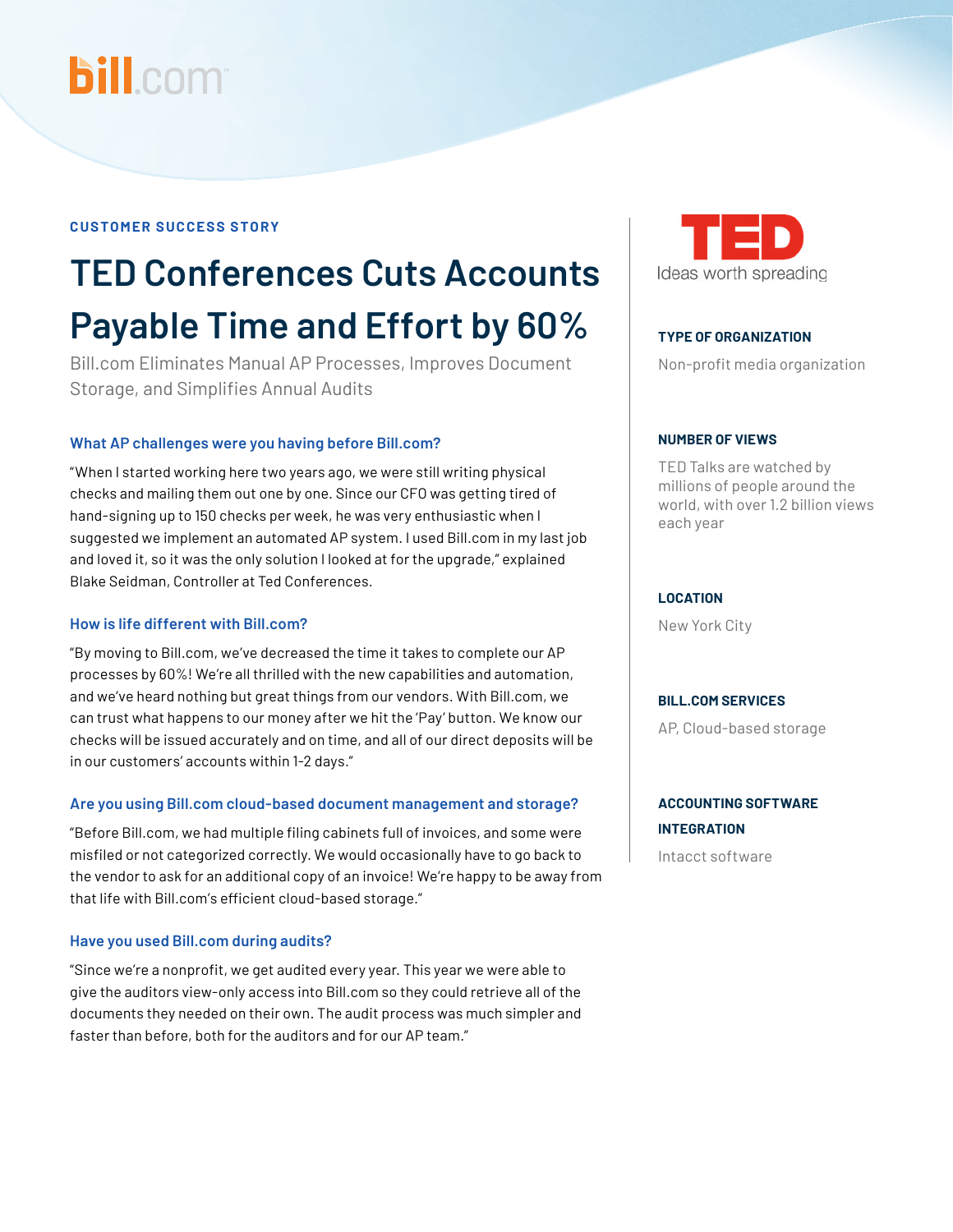bill.com

CUSTOMER SUCCESS STORY

# TED Conferences Cuts Accounts Payable Time and Effort by 60%

Bill.com Eliminates Manual AP Processes, Improves Document Storage, and Simplifies Annual Audits

### What AP challenges were you having before Bill.com?

"When I started working here two years ago, we were still writing physical checks and mailing them out one by one. Since our CFO was getting tired of hand-signing up to 150 checks per week, he was very enthusiastic when I suggested we implement an automated AP system. I used Bill.com in my last job and loved it, so it was the only solution I looked at for the upgrade," explained Blake Seidman, Controller at Ted Conferences.

### How is life different with Bill.com?

"By moving to Bill.com, we've decreased the time it takes to complete our AP processes by 60%! We're all thrilled with the new capabilities and automation, and we've heard nothing but great things from our vendors. With Bill.com, we can trust what happens to our money after we hit the 'Pay' button. We know our checks will be issued accurately and on time, and all of our direct deposits will be in our customers' accounts within 1-2 days."

### Are you using Bill.com cloud-based document management and storage?

"Before Bill.com, we had multiple filing cabinets full of invoices, and some were misfiled or not categorized correctly. We would occasionally have to go back to the vendor to ask for an additional copy of an invoice! We're happy to be away from that life with Bill.com's efficient cloud-based storage."

### Have you used Bill.com during audits?

"Since we're a nonprofit, we get audited every year. This year we were able to give the auditors view-only access into Bill.com so they could retrieve all of the documents they needed on their own. The audit process was much simpler and faster than before, both for the auditors and for our AP team."

TED
Ideas worth spreading

**TYPE OF ORGANIZATION**

Non-profit media organization

**NUMBER OF VIEWS**

TED Talks are watched by millions of people around the world, with over 1.2 billion views each year

**LOCATION**

New York City

**BILL.COM SERVICES**

AP, Cloud-based storage

**ACCOUNTING SOFTWARE INTEGRATION**

Intacct software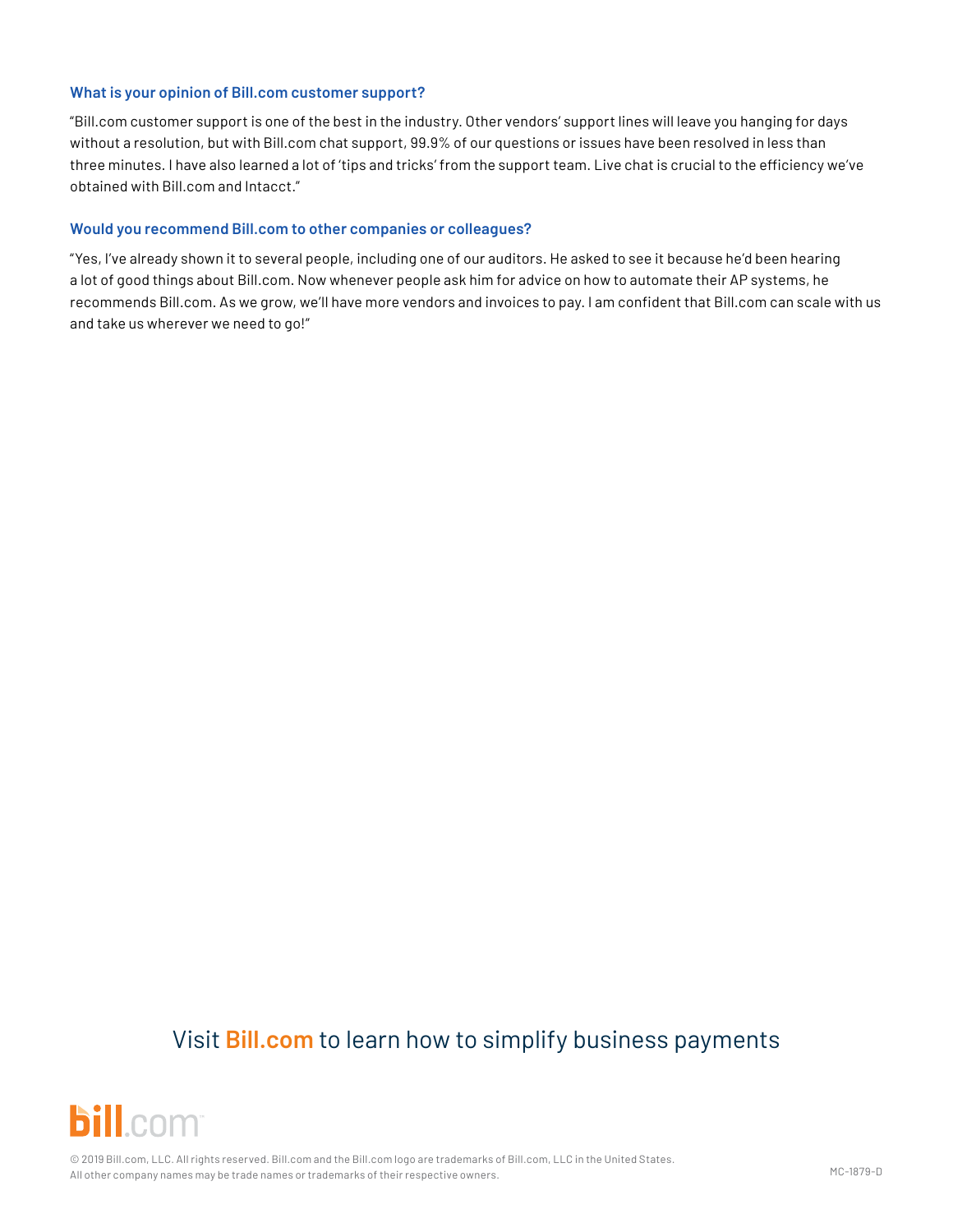### What is your opinion of Bill.com customer support?

"Bill.com customer support is one of the best in the industry. Other vendors' support lines will leave you hanging for days without a resolution, but with Bill.com chat support, 99.9% of our questions or issues have been resolved in less than three minutes. I have also learned a lot of 'tips and tricks' from the support team. Live chat is crucial to the efficiency we've obtained with Bill.com and Intacct."

### Would you recommend Bill.com to other companies or colleagues?

"Yes, I've already shown it to several people, including one of our auditors. He asked to see it because he'd been hearing a lot of good things about Bill.com. Now whenever people ask him for advice on how to automate their AP systems, he recommends Bill.com. As we grow, we'll have more vendors and invoices to pay. I am confident that Bill.com can scale with us and take us wherever we need to go!"

## Visit **Bill.com** to learn how to simplify business payments

bill.com

© 2019 Bill.com, LLC. All rights reserved. Bill.com and the Bill.com logo are trademarks of Bill.com, LLC in the United States.
All other company names may be trade names or trademarks of their respective owners.

MC-1879-D